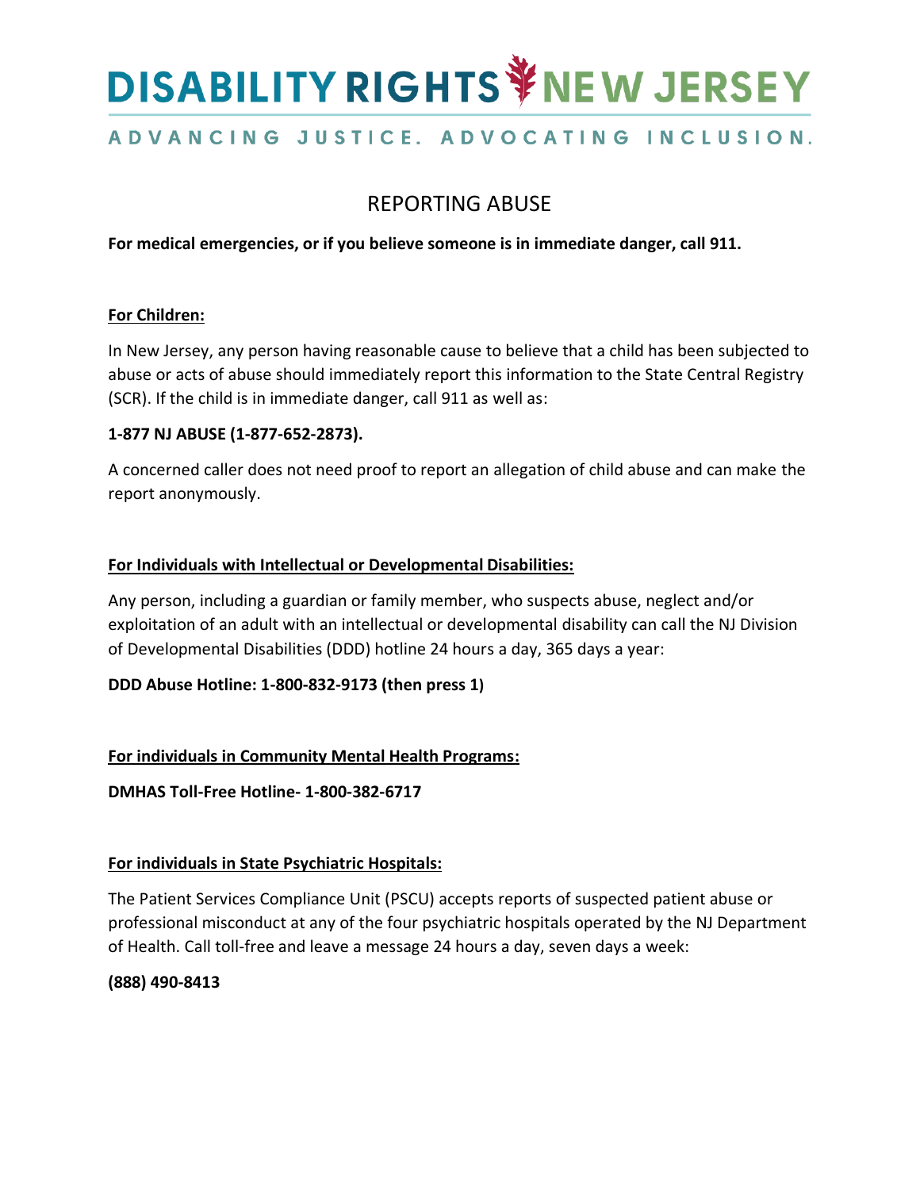# DISABILITY RIGHTS NEW JERSEY

ADVANCING JUSTICE. ADVOCATING INCLUSION.

## REPORTING ABUSE

**For medical emergencies, or if you believe someone is in immediate danger, call 911.**

### For Children:

In New Jersey, any person having reasonable cause to believe that a child has been subjected to abuse or acts of abuse should immediately report this information to the State Central Registry (SCR). If the child is in immediate danger, call 911 as well as:

**1-877 NJ ABUSE (1-877-652-2873).**

A concerned caller does not need proof to report an allegation of child abuse and can make the report anonymously.

### For Individuals with Intellectual or Developmental Disabilities:

Any person, including a guardian or family member, who suspects abuse, neglect and/or exploitation of an adult with an intellectual or developmental disability can call the NJ Division of Developmental Disabilities (DDD) hotline 24 hours a day, 365 days a year:

**DDD Abuse Hotline: 1-800-832-9173 (then press 1)**

### For individuals in Community Mental Health Programs:

**DMHAS Toll-Free Hotline- 1-800-382-6717**

### For individuals in State Psychiatric Hospitals:

The Patient Services Compliance Unit (PSCU) accepts reports of suspected patient abuse or professional misconduct at any of the four psychiatric hospitals operated by the NJ Department of Health. Call toll-free and leave a message 24 hours a day, seven days a week:

**(888) 490-8413**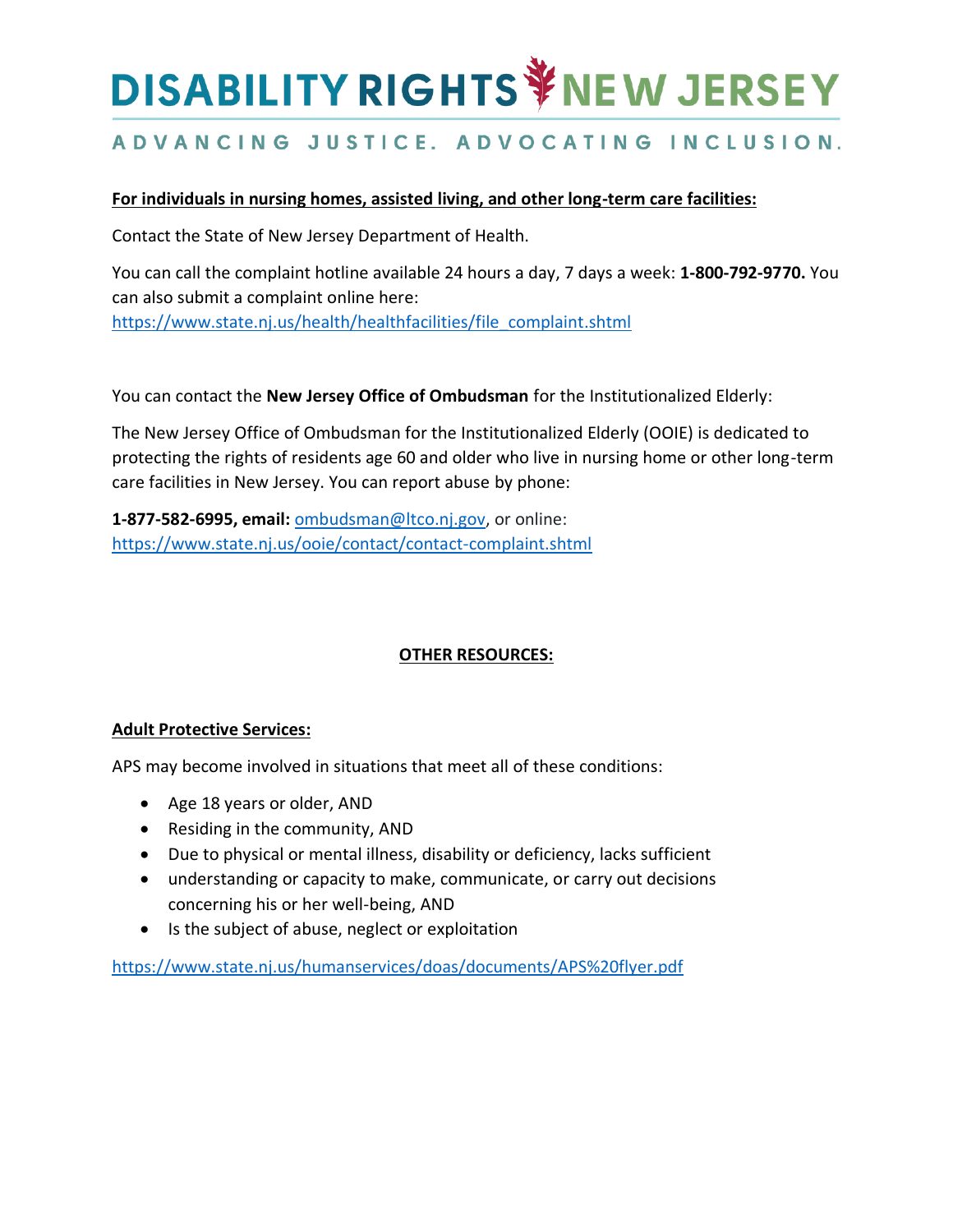# DISABILITY RIGHTS NEW JERSEY

ADVANCING JUSTICE. ADVOCATING INCLUSION.

**For individuals in nursing homes, assisted living, and other long-term care facilities:**

Contact the State of New Jersey Department of Health.

You can call the complaint hotline available 24 hours a day, 7 days a week: **1-800-792-9770.** You can also submit a complaint online here: https://www.state.nj.us/health/healthfacilities/file_complaint.shtml

You can contact the **New Jersey Office of Ombudsman** for the Institutionalized Elderly:

The New Jersey Office of Ombudsman for the Institutionalized Elderly (OOIE) is dedicated to protecting the rights of residents age 60 and older who live in nursing home or other long-term care facilities in New Jersey. You can report abuse by phone:

**1-877-582-6995, email:** ombudsman@ltco.nj.gov, or online: https://www.state.nj.us/ooie/contact/contact-complaint.shtml

## OTHER RESOURCES:

**Adult Protective Services:**

APS may become involved in situations that meet all of these conditions:

- Age 18 years or older, AND
- Residing in the community, AND
- Due to physical or mental illness, disability or deficiency, lacks sufficient
- understanding or capacity to make, communicate, or carry out decisions concerning his or her well-being, AND
- Is the subject of abuse, neglect or exploitation

https://www.state.nj.us/humanservices/doas/documents/APS%20flyer.pdf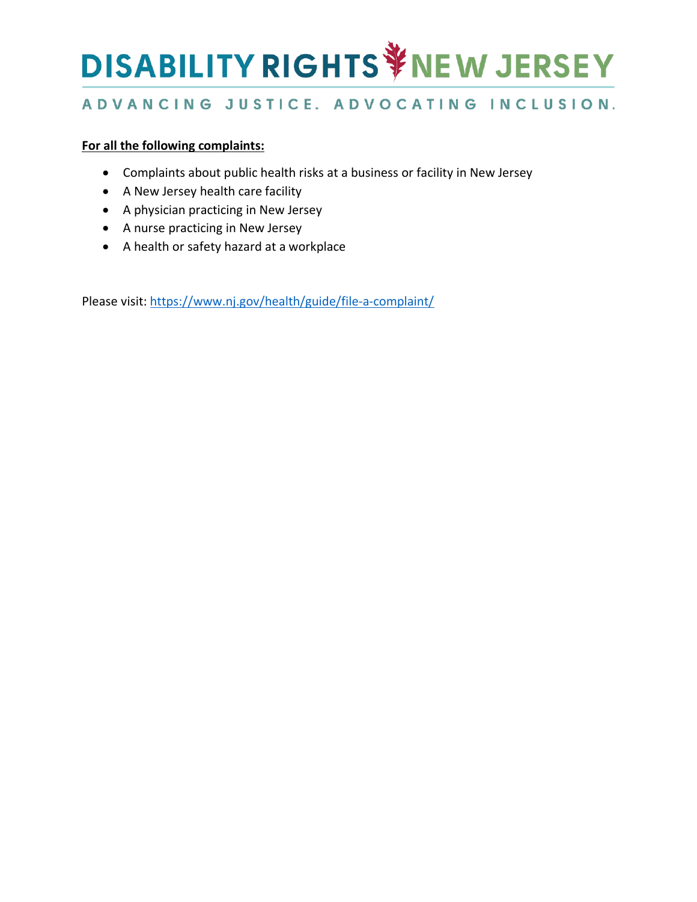**For all the following complaints:**

- Complaints about public health risks at a business or facility in New Jersey
- A New Jersey health care facility
- A physician practicing in New Jersey
- A nurse practicing in New Jersey
- A health or safety hazard at a workplace

Please visit: [https://www.nj.gov/health/guide/file-a-complaint/](https://www.nj.gov/health/guide/file-a-complaint/)